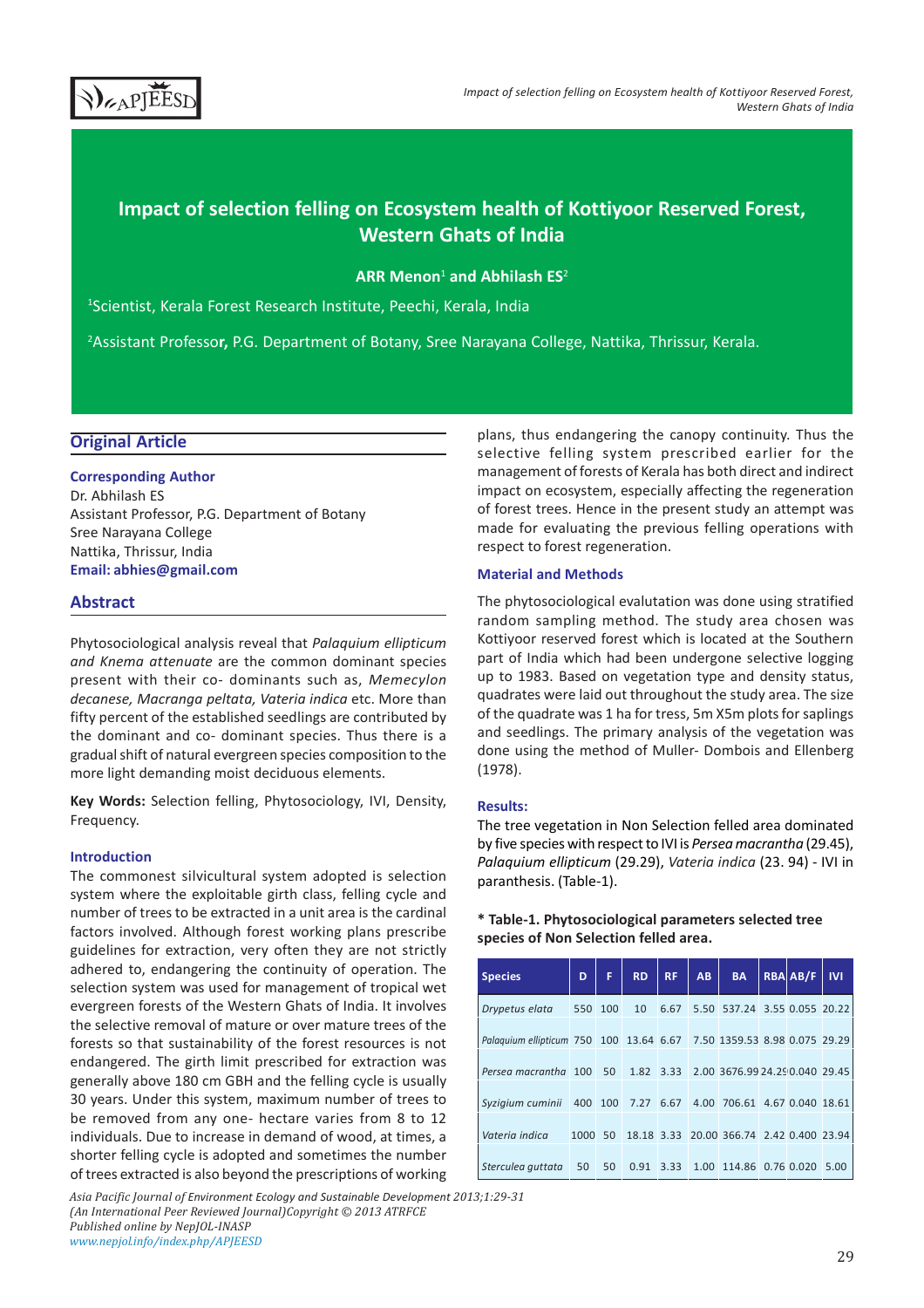# Impact of selection felling on Ecosystem health of Kottiyoor Reserved Forest, Western Ghats of India

**ARR Menon[1] and Abhilash ES[2]**

[1]Scientist, Kerala Forest Research Institute, Peechi, Kerala, India

[2]Assistant Professor, P.G. Department of Botany, Sree Narayana College, Nattika, Thrissur, Kerala.

## Original Article

**Corresponding Author**
Dr. Abhilash ES
Assistant Professor, P.G. Department of Botany
Sree Narayana College
Nattika, Thrissur, India
**Email: abhies@gmail.com**

## Abstract

Phytosociological analysis reveal that *Palaquium ellipticum and Knema attenuate* are the common dominant species present with their co- dominants such as, *Memecylon decanese, Macranga peltata, Vateria indica* etc. More than fifty percent of the established seedlings are contributed by the dominant and co- dominant species. Thus there is a gradual shift of natural evergreen species composition to the more light demanding moist deciduous elements.

**Key Words:** Selection felling, Phytosociology, IVI, Density, Frequency.

### Introduction

The commonest silvicultural system adopted is selection system where the exploitable girth class, felling cycle and number of trees to be extracted in a unit area is the cardinal factors involved. Although forest working plans prescribe guidelines for extraction, very often they are not strictly adhered to, endangering the continuity of operation. The selection system was used for management of tropical wet evergreen forests of the Western Ghats of India. It involves the selective removal of mature or over mature trees of the forests so that sustainability of the forest resources is not endangered. The girth limit prescribed for extraction was generally above 180 cm GBH and the felling cycle is usually 30 years. Under this system, maximum number of trees to be removed from any one- hectare varies from 8 to 12 individuals. Due to increase in demand of wood, at times, a shorter felling cycle is adopted and sometimes the number of trees extracted is also beyond the prescriptions of working plans, thus endangering the canopy continuity. Thus the selective felling system prescribed earlier for the management of forests of Kerala has both direct and indirect impact on ecosystem, especially affecting the regeneration of forest trees. Hence in the present study an attempt was made for evaluating the previous felling operations with respect to forest regeneration.

### Material and Methods

The phytosociological evalutation was done using stratified random sampling method. The study area chosen was Kottiyoor reserved forest which is located at the Southern part of India which had been undergone selective logging up to 1983. Based on vegetation type and density status, quadrates were laid out throughout the study area. The size of the quadrate was 1 ha for tress, 5m X5m plots for saplings and seedlings. The primary analysis of the vegetation was done using the method of Muller- Dombois and Ellenberg (1978).

### Results:

The tree vegetation in Non Selection felled area dominated by five species with respect to IVI is *Persea macrantha* (29.45), *Palaquium ellipticum* (29.29), *Vateria indica* (23. 94) - IVI in paranthesis. (Table-1).

**\* Table-1. Phytosociological parameters selected tree species of Non Selection felled area.**

| Species | D | F | RD | RF | AB | BA | RBA | AB/F | IVI |
|---|---|---|---|---|---|---|---|---|---|
| *Drypetus elata* | 550 | 100 | 10 | 6.67 | 5.50 | 537.24 | 3.55 | 0.055 | 20.22 |
| *Palaquium ellipticum* | 750 | 100 | 13.64 | 6.67 | 7.50 | 1359.53 | 8.98 | 0.075 | 29.29 |
| *Persea macrantha* | 100 | 50 | 1.82 | 3.33 | 2.00 | 3676.99 | 24.29 | 0.040 | 29.45 |
| *Syzigium cuminii* | 400 | 100 | 7.27 | 6.67 | 4.00 | 706.61 | 4.67 | 0.040 | 18.61 |
| *Vateria indica* | 1000 | 50 | 18.18 | 3.33 | 20.00 | 366.74 | 2.42 | 0.400 | 23.94 |
| *Sterculea guttata* | 50 | 50 | 0.91 | 3.33 | 1.00 | 114.86 | 0.76 | 0.020 | 5.00 |

*Asia Pacific Journal of Environment Ecology and Sustainable Development 2013;1:29-31*
*(An International Peer Reviewed Journal)Copyright © 2013 ATRFCE*
*Published online by NepJOL-INASP*
*www.nepjol.info/index.php/APJEESD*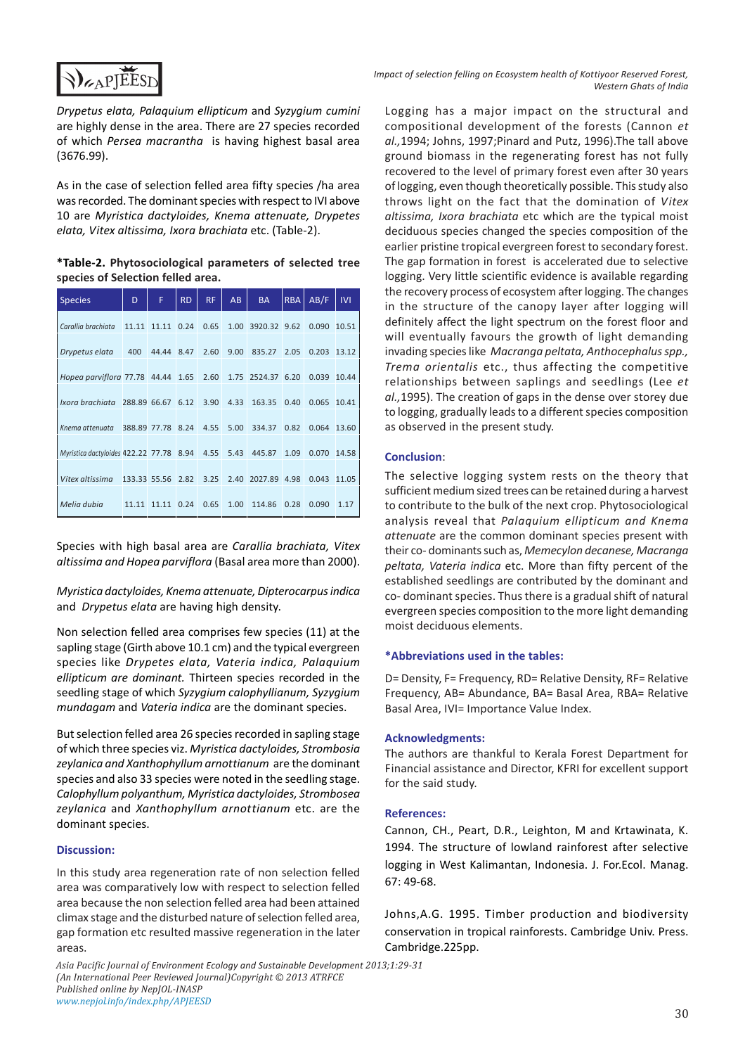*Drypetus elata, Palaquium ellipticum* and *Syzygium cumini* are highly dense in the area. There are 27 species recorded of which *Persea macrantha* is having highest basal area (3676.99).

As in the case of selection felled area fifty species /ha area was recorded. The dominant species with respect to IVI above 10 are *Myristica dactyloides, Knema attenuate, Drypetes elata, Vitex altissima, Ixora brachiata* etc. (Table-2).

**\*Table-2. Phytosociological parameters of selected tree species of Selection felled area.**

| Species | D | F | RD | RF | AB | BA | RBA | AB/F | IVI |
|---|---|---|---|---|---|---|---|---|---|
| *Carallia brachiata* | 11.11 | 11.11 | 0.24 | 0.65 | 1.00 | 3920.32 | 9.62 | 0.090 | 10.51 |
| *Drypetus elata* | 400 | 44.44 | 8.47 | 2.60 | 9.00 | 835.27 | 2.05 | 0.203 | 13.12 |
| *Hopea parviflora* | 77.78 | 44.44 | 1.65 | 2.60 | 1.75 | 2524.37 | 6.20 | 0.039 | 10.44 |
| *Ixora brachiata* | 288.89 | 66.67 | 6.12 | 3.90 | 4.33 | 163.35 | 0.40 | 0.065 | 10.41 |
| *Knema attenuata* | 388.89 | 77.78 | 8.24 | 4.55 | 5.00 | 334.37 | 0.82 | 0.064 | 13.60 |
| *Myristica dactyloides* | 422.22 | 77.78 | 8.94 | 4.55 | 5.43 | 445.87 | 1.09 | 0.070 | 14.58 |
| *Vitex altissima* | 133.33 | 55.56 | 2.82 | 3.25 | 2.40 | 2027.89 | 4.98 | 0.043 | 11.05 |
| *Melia dubia* | 11.11 | 11.11 | 0.24 | 0.65 | 1.00 | 114.86 | 0.28 | 0.090 | 1.17 |

Species with high basal area are *Carallia brachiata, Vitex altissima and Hopea parviflora* (Basal area more than 2000).

*Myristica dactyloides, Knema attenuate, Dipterocarpus indica* and *Drypetus elata* are having high density.

Non selection felled area comprises few species (11) at the sapling stage (Girth above 10.1 cm) and the typical evergreen species like *Drypetes elata, Vateria indica, Palaquium ellipticum are dominant.* Thirteen species recorded in the seedling stage of which *Syzygium calophyllianum, Syzygium mundagam* and *Vateria indica* are the dominant species.

But selection felled area 26 species recorded in sapling stage of which three species viz. *Myristica dactyloides, Strombosia zeylanica and Xanthophyllum arnottianum* are the dominant species and also 33 species were noted in the seedling stage. *Calophyllum polyanthum, Myristica dactyloides, Strombosea zeylanica* and *Xanthophyllum arnottianum* etc. are the dominant species.

## Discussion:

In this study area regeneration rate of non selection felled area was comparatively low with respect to selection felled area because the non selection felled area had been attained climax stage and the disturbed nature of selection felled area, gap formation etc resulted massive regeneration in the later areas.

Logging has a major impact on the structural and compositional development of the forests (Cannon *et al.*,1994; Johns, 1997;Pinard and Putz, 1996).The tall above ground biomass in the regenerating forest has not fully recovered to the level of primary forest even after 30 years of logging, even though theoretically possible. This study also throws light on the fact that the domination of *Vitex altissima, Ixora brachiata* etc which are the typical moist deciduous species changed the species composition of the earlier pristine tropical evergreen forest to secondary forest. The gap formation in forest is accelerated due to selective logging. Very little scientific evidence is available regarding the recovery process of ecosystem after logging. The changes in the structure of the canopy layer after logging will definitely affect the light spectrum on the forest floor and will eventually favours the growth of light demanding invading species like *Macranga peltata, Anthocephalus spp., Trema orientalis* etc., thus affecting the competitive relationships between saplings and seedlings (Lee *et al.*,1995). The creation of gaps in the dense over storey due to logging, gradually leads to a different species composition as observed in the present study.

## Conclusion:

The selective logging system rests on the theory that sufficient medium sized trees can be retained during a harvest to contribute to the bulk of the next crop. Phytosociological analysis reveal that *Palaquium ellipticum and Knema attenuate* are the common dominant species present with their co- dominants such as, *Memecylon decanese, Macranga peltata, Vateria indica* etc. More than fifty percent of the established seedlings are contributed by the dominant and co- dominant species. Thus there is a gradual shift of natural evergreen species composition to the more light demanding moist deciduous elements.

## *Abbreviations used in the tables:

D= Density, F= Frequency, RD= Relative Density, RF= Relative Frequency, AB= Abundance, BA= Basal Area, RBA= Relative Basal Area, IVI= Importance Value Index.

## Acknowledgments:

The authors are thankful to Kerala Forest Department for Financial assistance and Director, KFRI for excellent support for the said study.

## References:

Cannon, CH., Peart, D.R., Leighton, M and Krtawinata, K. 1994. The structure of lowland rainforest after selective logging in West Kalimantan, Indonesia. J. For.Ecol. Manag. 67: 49-68.

Johns,A.G. 1995. Timber production and biodiversity conservation in tropical rainforests. Cambridge Univ. Press. Cambridge.225pp.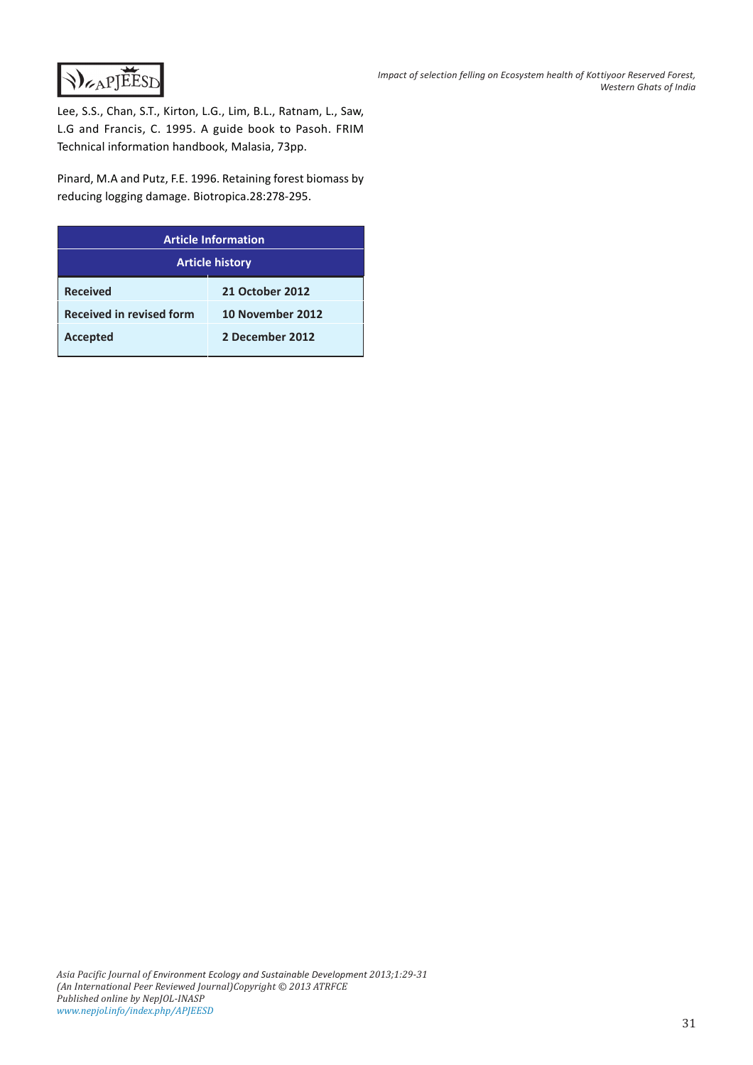Lee, S.S., Chan, S.T., Kirton, L.G., Lim, B.L., Ratnam, L., Saw, L.G and Francis, C. 1995. A guide book to Pasoh. FRIM Technical information handbook, Malasia, 73pp.

Pinard, M.A and Putz, F.E. 1996. Retaining forest biomass by reducing logging damage. Biotropica.28:278-295.

| Article Information | |
|---|---|
| **Article history** | |
| **Received** | **21 October 2012** |
| **Received in revised form** | **10 November 2012** |
| **Accepted** | **2 December 2012** |